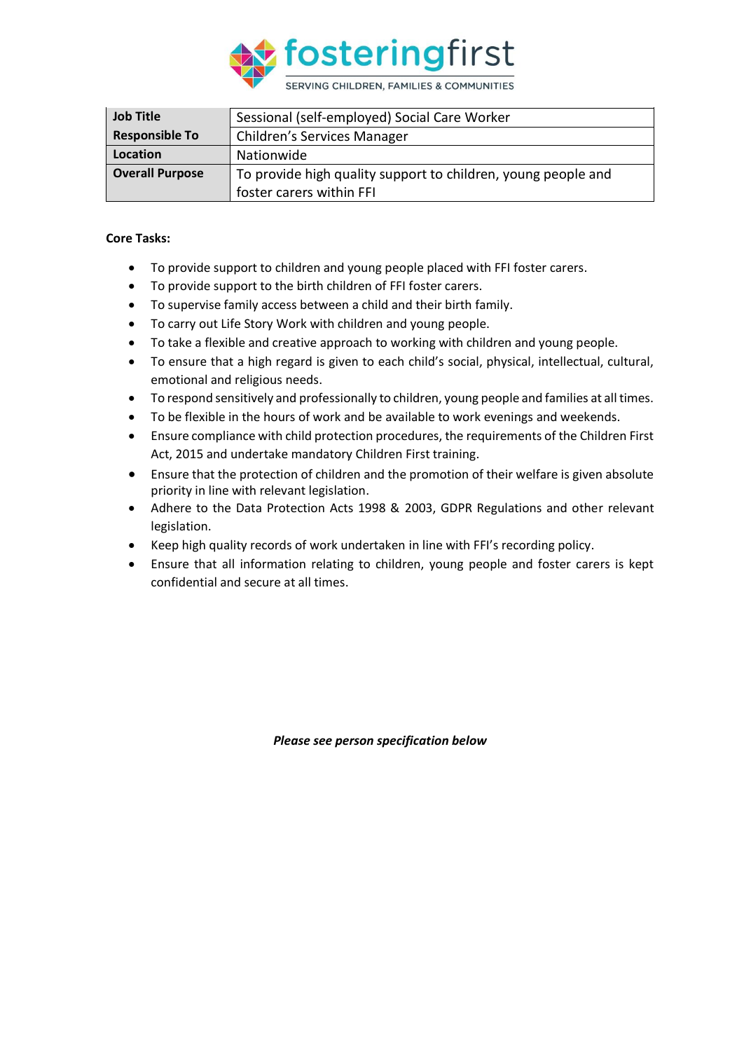fosteringfirst

SERVING CHILDREN, FAMILIES & COMMUNITIES

| **Job Title** | Sessional (self-employed) Social Care Worker |
|---|---|
| **Responsible To** | Children's Services Manager |
| **Location** | Nationwide |
| **Overall Purpose** | To provide high quality support to children, young people and foster carers within FFI |

**Core Tasks:**

- To provide support to children and young people placed with FFI foster carers.
- To provide support to the birth children of FFI foster carers.
- To supervise family access between a child and their birth family.
- To carry out Life Story Work with children and young people.
- To take a flexible and creative approach to working with children and young people.
- To ensure that a high regard is given to each child's social, physical, intellectual, cultural, emotional and religious needs.
- To respond sensitively and professionally to children, young people and families at all times.
- To be flexible in the hours of work and be available to work evenings and weekends.
- Ensure compliance with child protection procedures, the requirements of the Children First Act, 2015 and undertake mandatory Children First training.
- Ensure that the protection of children and the promotion of their welfare is given absolute priority in line with relevant legislation.
- Adhere to the Data Protection Acts 1998 & 2003, GDPR Regulations and other relevant legislation.
- Keep high quality records of work undertaken in line with FFI's recording policy.
- Ensure that all information relating to children, young people and foster carers is kept confidential and secure at all times.

***Please see person specification below***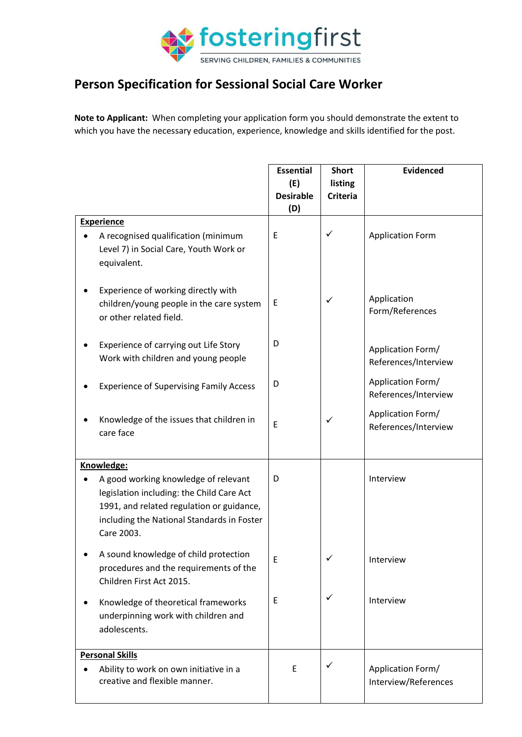# Person Specification for Sessional Social Care Worker

**Note to Applicant:** When completing your application form you should demonstrate the extent to which you have the necessary education, experience, knowledge and skills identified for the post.

| | Essential (E) Desirable (D) | Short listing Criteria | Evidenced |
|---|---|---|---|
| **Experience** | | | |
| • A recognised qualification (minimum Level 7) in Social Care, Youth Work or equivalent. | E | ✓ | Application Form |
| • Experience of working directly with children/young people in the care system or other related field. | E | ✓ | Application Form/References |
| • Experience of carrying out Life Story Work with children and young people | D | | Application Form/ References/Interview |
| • Experience of Supervising Family Access | D | | Application Form/ References/Interview |
| • Knowledge of the issues that children in care face | E | ✓ | Application Form/ References/Interview |
| **Knowledge:** | | | |
| • A good working knowledge of relevant legislation including: the Child Care Act 1991, and related regulation or guidance, including the National Standards in Foster Care 2003. | D | | Interview |
| • A sound knowledge of child protection procedures and the requirements of the Children First Act 2015. | E | ✓ | Interview |
| • Knowledge of theoretical frameworks underpinning work with children and adolescents. | E | ✓ | Interview |
| **Personal Skills** | | | |
| • Ability to work on own initiative in a creative and flexible manner. | E | ✓ | Application Form/ Interview/References |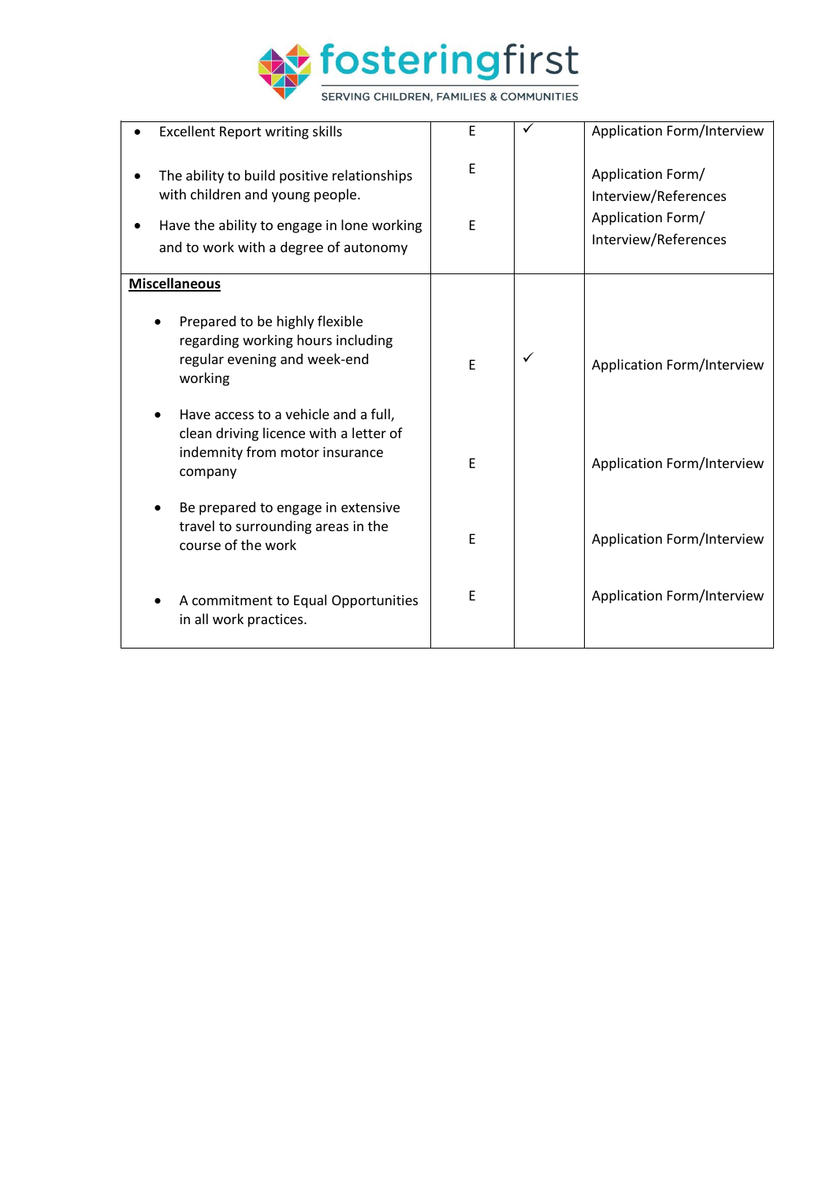| | | | |
|---|---|---|---|
| • Excellent Report writing skills | E | ✓ | Application Form/Interview |
| • The ability to build positive relationships with children and young people. | E | | Application Form/ Interview/References |
| • Have the ability to engage in lone working and to work with a degree of autonomy | E | | Application Form/ Interview/References |
| **Miscellaneous** | | | |
| • Prepared to be highly flexible regarding working hours including regular evening and week-end working | E | ✓ | Application Form/Interview |
| • Have access to a vehicle and a full, clean driving licence with a letter of indemnity from motor insurance company | E | | Application Form/Interview |
| • Be prepared to engage in extensive travel to surrounding areas in the course of the work | E | | Application Form/Interview |
| • A commitment to Equal Opportunities in all work practices. | E | | Application Form/Interview |